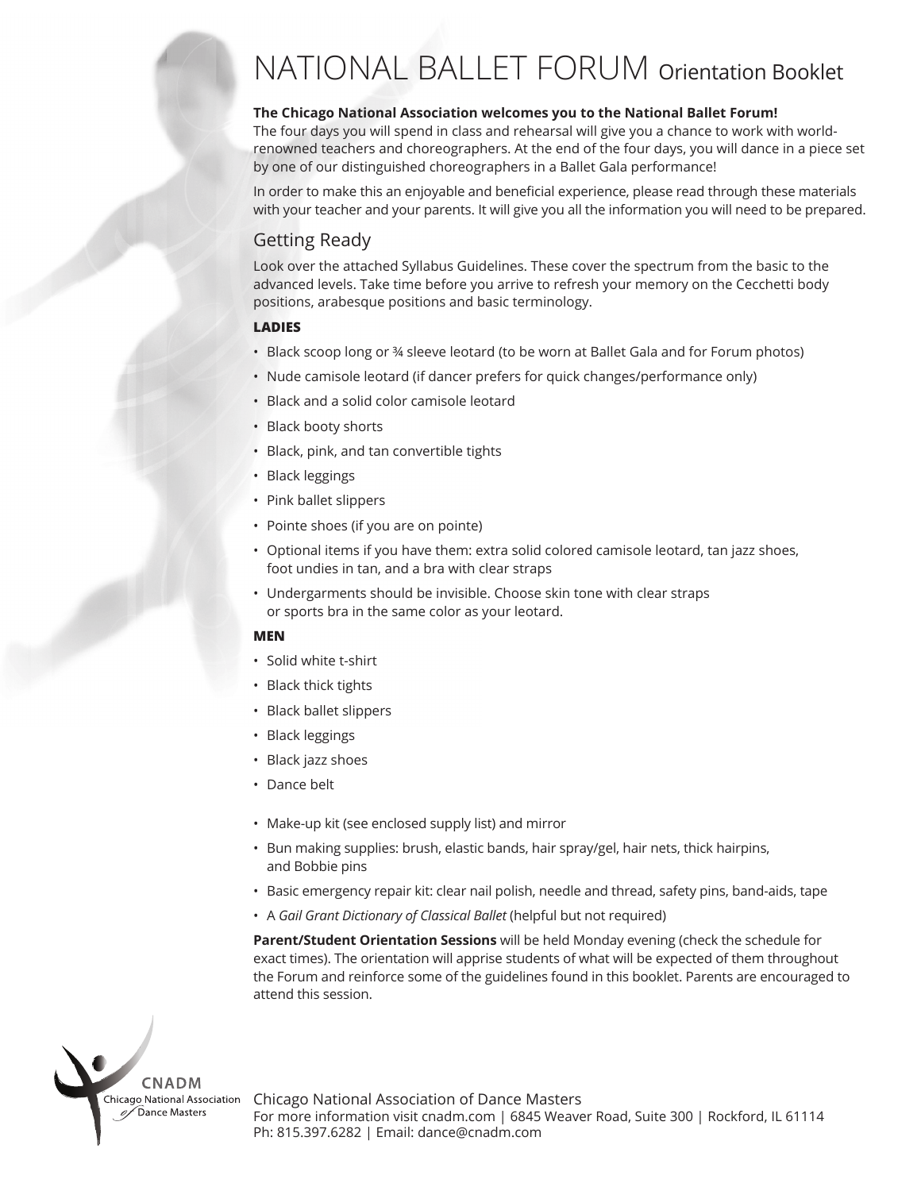# NATIONAL BALLET FORUM Orientation Booklet

**The Chicago National Association welcomes you to the National Ballet Forum!**
The four days you will spend in class and rehearsal will give you a chance to work with world-renowned teachers and choreographers. At the end of the four days, you will dance in a piece set by one of our distinguished choreographers in a Ballet Gala performance!

In order to make this an enjoyable and beneficial experience, please read through these materials with your teacher and your parents. It will give you all the information you will need to be prepared.

## Getting Ready

Look over the attached Syllabus Guidelines. These cover the spectrum from the basic to the advanced levels. Take time before you arrive to refresh your memory on the Cecchetti body positions, arabesque positions and basic terminology.

### LADIES

- Black scoop long or ¾ sleeve leotard (to be worn at Ballet Gala and for Forum photos)
- Nude camisole leotard (if dancer prefers for quick changes/performance only)
- Black and a solid color camisole leotard
- Black booty shorts
- Black, pink, and tan convertible tights
- Black leggings
- Pink ballet slippers
- Pointe shoes (if you are on pointe)
- Optional items if you have them: extra solid colored camisole leotard, tan jazz shoes, foot undies in tan, and a bra with clear straps
- Undergarments should be invisible. Choose skin tone with clear straps or sports bra in the same color as your leotard.

### MEN

- Solid white t-shirt
- Black thick tights
- Black ballet slippers
- Black leggings
- Black jazz shoes
- Dance belt

- Make-up kit (see enclosed supply list) and mirror
- Bun making supplies: brush, elastic bands, hair spray/gel, hair nets, thick hairpins, and Bobbie pins
- Basic emergency repair kit: clear nail polish, needle and thread, safety pins, band-aids, tape
- A *Gail Grant Dictionary of Classical Ballet* (helpful but not required)

**Parent/Student Orientation Sessions** will be held Monday evening (check the schedule for exact times). The orientation will apprise students of what will be expected of them throughout the Forum and reinforce some of the guidelines found in this booklet. Parents are encouraged to attend this session.

CNADM
Chicago National Association of Dance Masters

Chicago National Association of Dance Masters
For more information visit cnadm.com | 6845 Weaver Road, Suite 300 | Rockford, IL 61114
Ph: 815.397.6282 | Email: dance@cnadm.com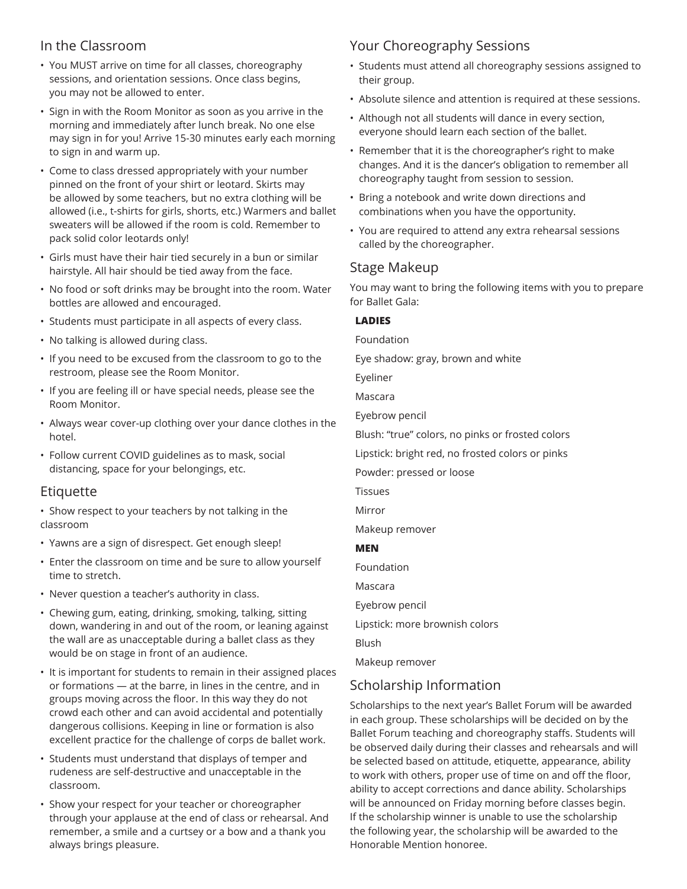## In the Classroom

- You MUST arrive on time for all classes, choreography sessions, and orientation sessions. Once class begins, you may not be allowed to enter.
- Sign in with the Room Monitor as soon as you arrive in the morning and immediately after lunch break. No one else may sign in for you! Arrive 15-30 minutes early each morning to sign in and warm up.
- Come to class dressed appropriately with your number pinned on the front of your shirt or leotard. Skirts may be allowed by some teachers, but no extra clothing will be allowed (i.e., t-shirts for girls, shorts, etc.) Warmers and ballet sweaters will be allowed if the room is cold. Remember to pack solid color leotards only!
- Girls must have their hair tied securely in a bun or similar hairstyle. All hair should be tied away from the face.
- No food or soft drinks may be brought into the room. Water bottles are allowed and encouraged.
- Students must participate in all aspects of every class.
- No talking is allowed during class.
- If you need to be excused from the classroom to go to the restroom, please see the Room Monitor.
- If you are feeling ill or have special needs, please see the Room Monitor.
- Always wear cover-up clothing over your dance clothes in the hotel.
- Follow current COVID guidelines as to mask, social distancing, space for your belongings, etc.

## Etiquette

- Show respect to your teachers by not talking in the classroom
- Yawns are a sign of disrespect. Get enough sleep!
- Enter the classroom on time and be sure to allow yourself time to stretch.
- Never question a teacher's authority in class.
- Chewing gum, eating, drinking, smoking, talking, sitting down, wandering in and out of the room, or leaning against the wall are as unacceptable during a ballet class as they would be on stage in front of an audience.
- It is important for students to remain in their assigned places or formations — at the barre, in lines in the centre, and in groups moving across the floor. In this way they do not crowd each other and can avoid accidental and potentially dangerous collisions. Keeping in line or formation is also excellent practice for the challenge of corps de ballet work.
- Students must understand that displays of temper and rudeness are self-destructive and unacceptable in the classroom.
- Show your respect for your teacher or choreographer through your applause at the end of class or rehearsal. And remember, a smile and a curtsey or a bow and a thank you always brings pleasure.

## Your Choreography Sessions

- Students must attend all choreography sessions assigned to their group.
- Absolute silence and attention is required at these sessions.
- Although not all students will dance in every section, everyone should learn each section of the ballet.
- Remember that it is the choreographer's right to make changes. And it is the dancer's obligation to remember all choreography taught from session to session.
- Bring a notebook and write down directions and combinations when you have the opportunity.
- You are required to attend any extra rehearsal sessions called by the choreographer.

## Stage Makeup

You may want to bring the following items with you to prepare for Ballet Gala:

**LADIES**

Foundation

Eye shadow: gray, brown and white

Eyeliner

Mascara

Eyebrow pencil

Blush: "true" colors, no pinks or frosted colors

Lipstick: bright red, no frosted colors or pinks

Powder: pressed or loose

Tissues

Mirror

Makeup remover

**MEN**

Foundation

Mascara

Eyebrow pencil

Lipstick: more brownish colors

Blush

Makeup remover

## Scholarship Information

Scholarships to the next year's Ballet Forum will be awarded in each group. These scholarships will be decided on by the Ballet Forum teaching and choreography staffs. Students will be observed daily during their classes and rehearsals and will be selected based on attitude, etiquette, appearance, ability to work with others, proper use of time on and off the floor, ability to accept corrections and dance ability. Scholarships will be announced on Friday morning before classes begin. If the scholarship winner is unable to use the scholarship the following year, the scholarship will be awarded to the Honorable Mention honoree.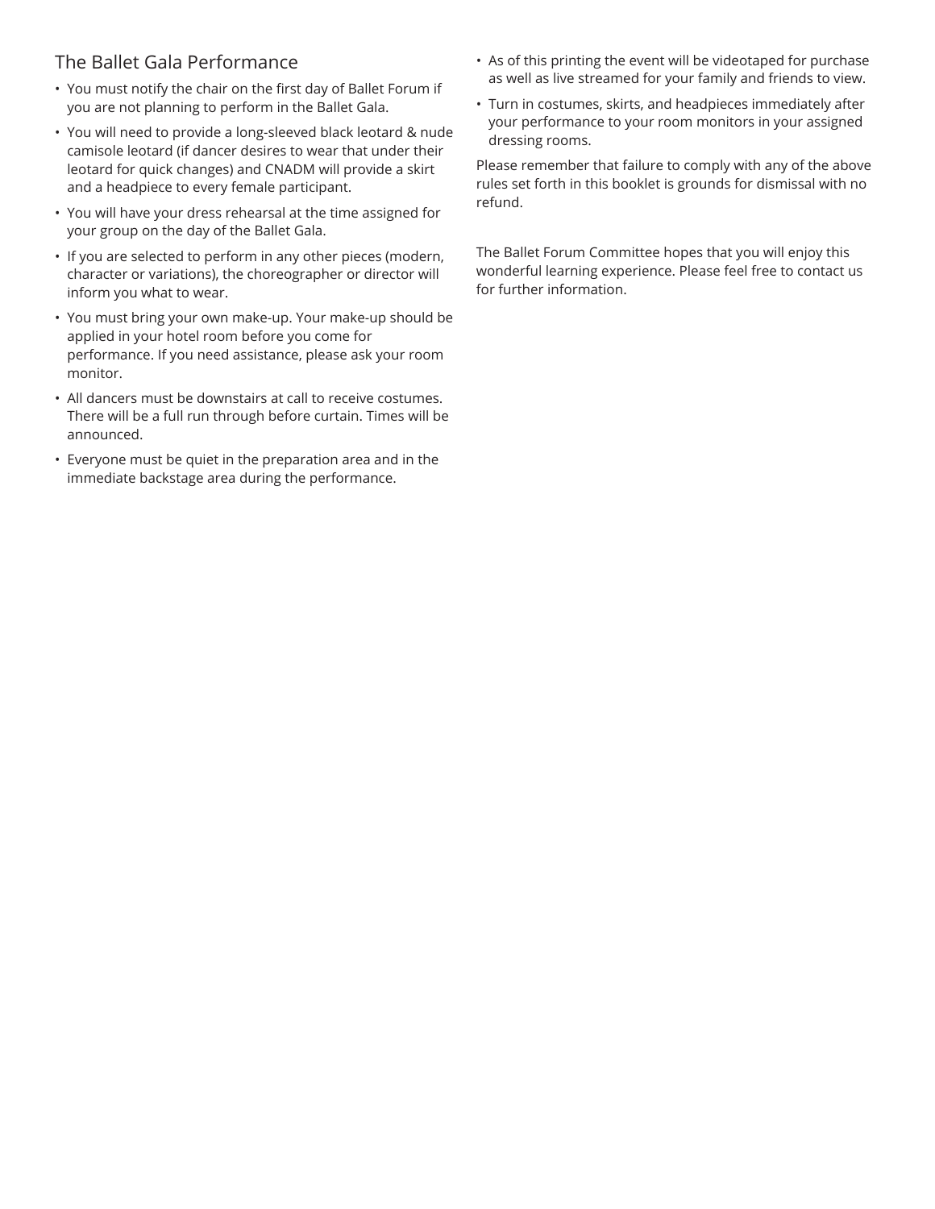## The Ballet Gala Performance

- You must notify the chair on the first day of Ballet Forum if you are not planning to perform in the Ballet Gala.
- You will need to provide a long-sleeved black leotard & nude camisole leotard (if dancer desires to wear that under their leotard for quick changes) and CNADM will provide a skirt and a headpiece to every female participant.
- You will have your dress rehearsal at the time assigned for your group on the day of the Ballet Gala.
- If you are selected to perform in any other pieces (modern, character or variations), the choreographer or director will inform you what to wear.
- You must bring your own make-up. Your make-up should be applied in your hotel room before you come for performance. If you need assistance, please ask your room monitor.
- All dancers must be downstairs at call to receive costumes. There will be a full run through before curtain. Times will be announced.
- Everyone must be quiet in the preparation area and in the immediate backstage area during the performance.
- As of this printing the event will be videotaped for purchase as well as live streamed for your family and friends to view.
- Turn in costumes, skirts, and headpieces immediately after your performance to your room monitors in your assigned dressing rooms.

Please remember that failure to comply with any of the above rules set forth in this booklet is grounds for dismissal with no refund.

The Ballet Forum Committee hopes that you will enjoy this wonderful learning experience. Please feel free to contact us for further information.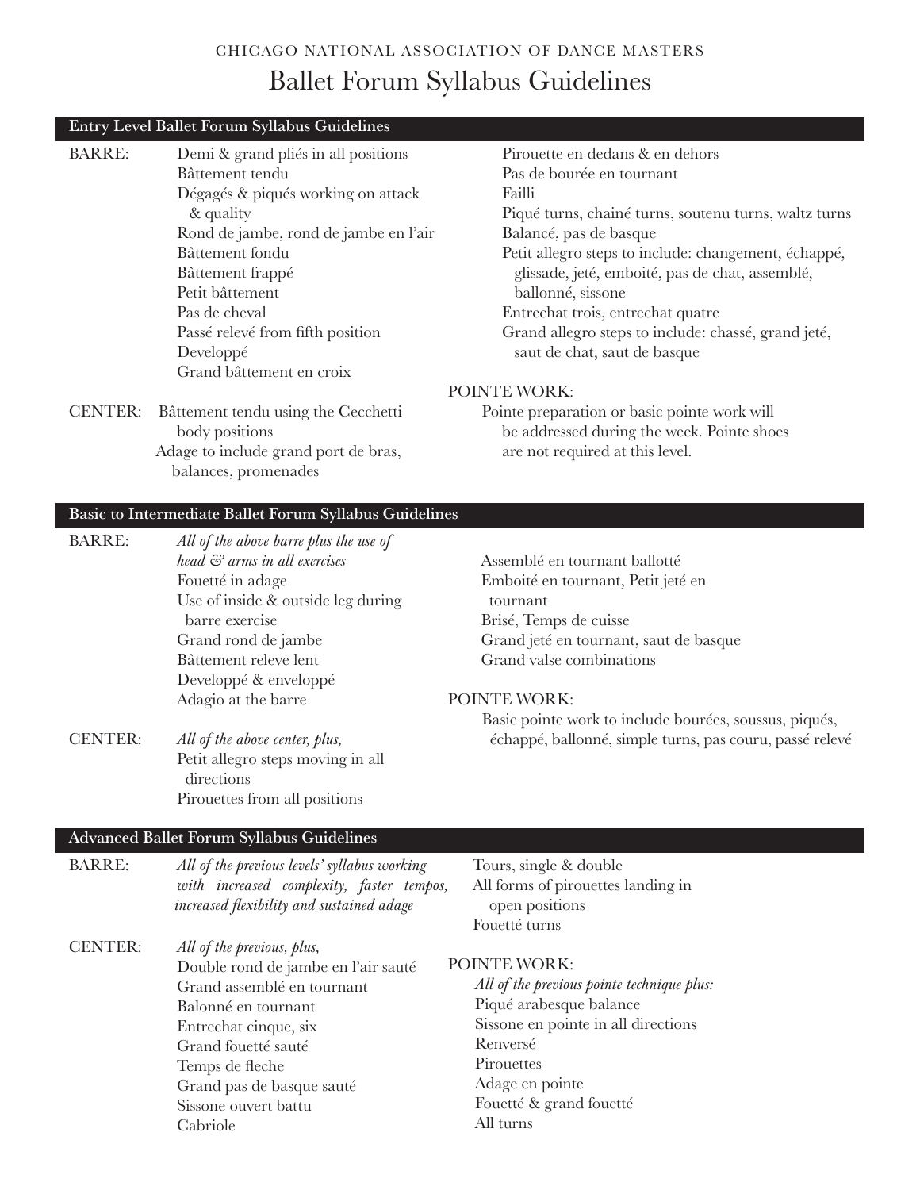CHICAGO NATIONAL ASSOCIATION OF DANCE MASTERS

# Ballet Forum Syllabus Guidelines

## Entry Level Ballet Forum Syllabus Guidelines

BARRE:

- Demi & grand pliés in all positions
- Bâttement tendu
- Dégagés & piqués working on attack & quality
- Rond de jambe, rond de jambe en l'air
- Bâttement fondu
- Bâttement frappé
- Petit bâttement
- Pas de cheval
- Passé relevé from fifth position
- Developpé
- Grand bâttement en croix

CENTER:

- Bâttement tendu using the Cecchetti body positions
- Adage to include grand port de bras, balances, promenades
- Pirouette en dedans & en dehors
- Pas de bourée en tournant
- Failli
- Piqué turns, chainé turns, soutenu turns, waltz turns
- Balancé, pas de basque
- Petit allegro steps to include: changement, échappé, glissade, jeté, emboité, pas de chat, assemblé, ballonné, sissone
- Entrechat trois, entrechat quatre
- Grand allegro steps to include: chassé, grand jeté, saut de chat, saut de basque

POINTE WORK:

Pointe preparation or basic pointe work will be addressed during the week. Pointe shoes are not required at this level.

## Basic to Intermediate Ballet Forum Syllabus Guidelines

BARRE:

- *All of the above barre plus the use of head & arms in all exercises*
- Fouetté in adage
- Use of inside & outside leg during barre exercise
- Grand rond de jambe
- Bâttement releve lent
- Developpé & enveloppé
- Adagio at the barre

CENTER:

- *All of the above center, plus,*
- Petit allegro steps moving in all directions
- Pirouettes from all positions
- Assemblé en tournant ballotté
- Emboité en tournant, Petit jeté en tournant
- Brisé, Temps de cuisse
- Grand jeté en tournant, saut de basque
- Grand valse combinations

POINTE WORK:

Basic pointe work to include bourées, soussus, piqués, échappé, ballonné, simple turns, pas couru, passé relevé

## Advanced Ballet Forum Syllabus Guidelines

BARRE:

- *All of the previous levels' syllabus working with increased complexity, faster tempos, increased flexibility and sustained adage*

CENTER:

- *All of the previous, plus,*
- Double rond de jambe en l'air sauté
- Grand assemblé en tournant
- Balonné en tournant
- Entrechat cinque, six
- Grand fouetté sauté
- Temps de fleche
- Grand pas de basque sauté
- Sissone ouvert battu
- Cabriole
- Tours, single & double
- All forms of pirouettes landing in open positions
- Fouetté turns

POINTE WORK:

- *All of the previous pointe technique plus:*
- Piqué arabesque balance
- Sissone en pointe in all directions
- Renversé
- Pirouettes
- Adage en pointe
- Fouetté & grand fouetté
- All turns